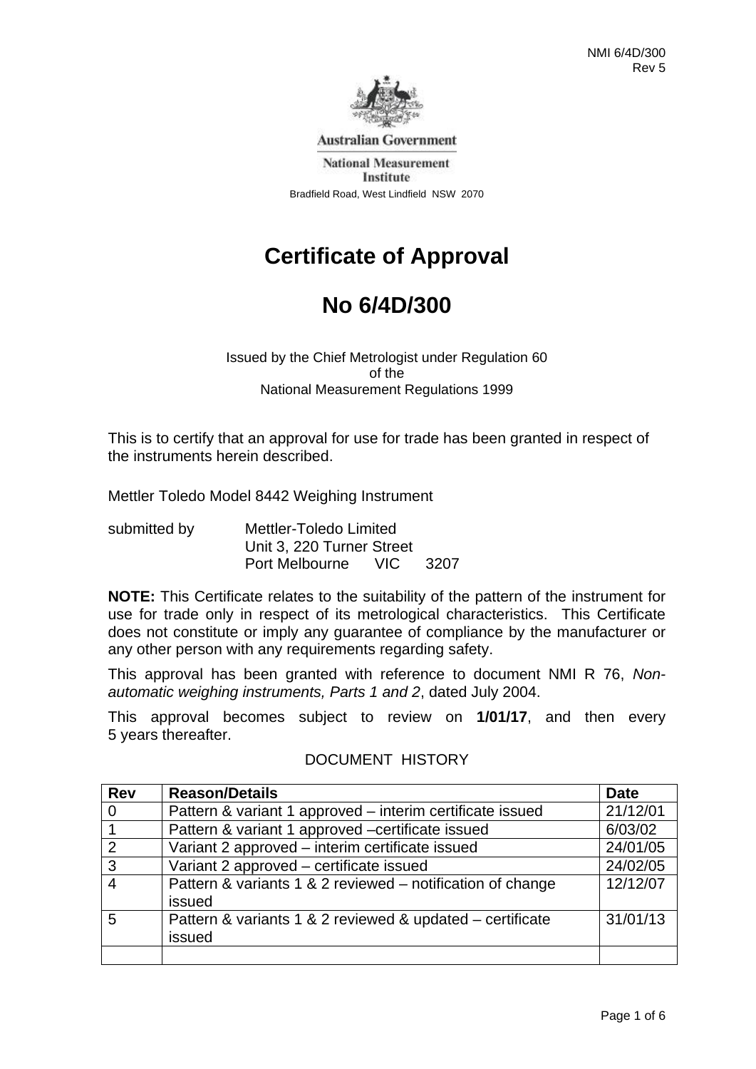Australian Government

National Measurement Institute

Bradfield Road, West Lindfield NSW 2070

# Certificate of Approval

# No 6/4D/300

Issued by the Chief Metrologist under Regulation 60
of the
National Measurement Regulations 1999

This is to certify that an approval for use for trade has been granted in respect of the instruments herein described.

Mettler Toledo Model 8442 Weighing Instrument

submitted by Mettler-Toledo Limited
Unit 3, 220 Turner Street
Port Melbourne VIC 3207

**NOTE:** This Certificate relates to the suitability of the pattern of the instrument for use for trade only in respect of its metrological characteristics. This Certificate does not constitute or imply any guarantee of compliance by the manufacturer or any other person with any requirements regarding safety.

This approval has been granted with reference to document NMI R 76, *Non-automatic weighing instruments, Parts 1 and 2*, dated July 2004.

This approval becomes subject to review on **1/01/17**, and then every 5 years thereafter.

DOCUMENT HISTORY

| Rev | Reason/Details | Date |
|---|---|---|
| 0 | Pattern & variant 1 approved – interim certificate issued | 21/12/01 |
| 1 | Pattern & variant 1 approved –certificate issued | 6/03/02 |
| 2 | Variant 2 approved – interim certificate issued | 24/01/05 |
| 3 | Variant 2 approved – certificate issued | 24/02/05 |
| 4 | Pattern & variants 1 & 2 reviewed – notification of change issued | 12/12/07 |
| 5 | Pattern & variants 1 & 2 reviewed & updated – certificate issued | 31/01/13 |
| | | |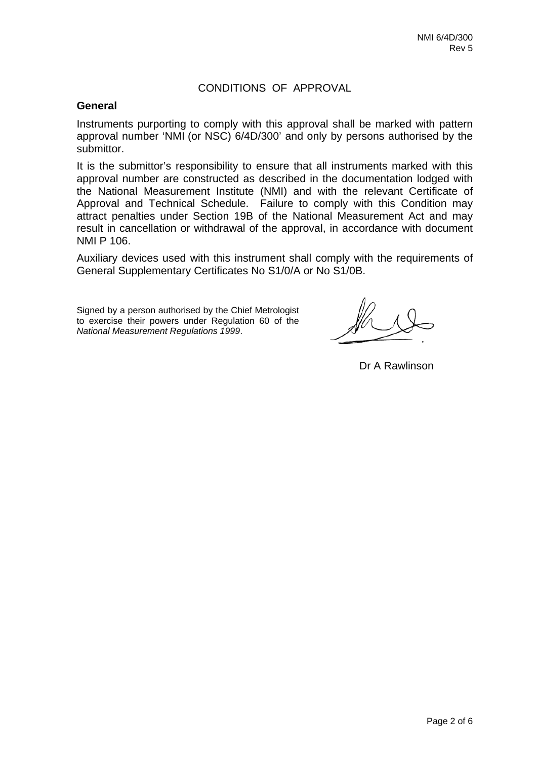CONDITIONS OF APPROVAL

**General**

Instruments purporting to comply with this approval shall be marked with pattern approval number 'NMI (or NSC) 6/4D/300' and only by persons authorised by the submittor.

It is the submittor's responsibility to ensure that all instruments marked with this approval number are constructed as described in the documentation lodged with the National Measurement Institute (NMI) and with the relevant Certificate of Approval and Technical Schedule. Failure to comply with this Condition may attract penalties under Section 19B of the National Measurement Act and may result in cancellation or withdrawal of the approval, in accordance with document NMI P 106.

Auxiliary devices used with this instrument shall comply with the requirements of General Supplementary Certificates No S1/0/A or No S1/0B.

Signed by a person authorised by the Chief Metrologist to exercise their powers under Regulation 60 of the *National Measurement Regulations 1999*.

Dr A Rawlinson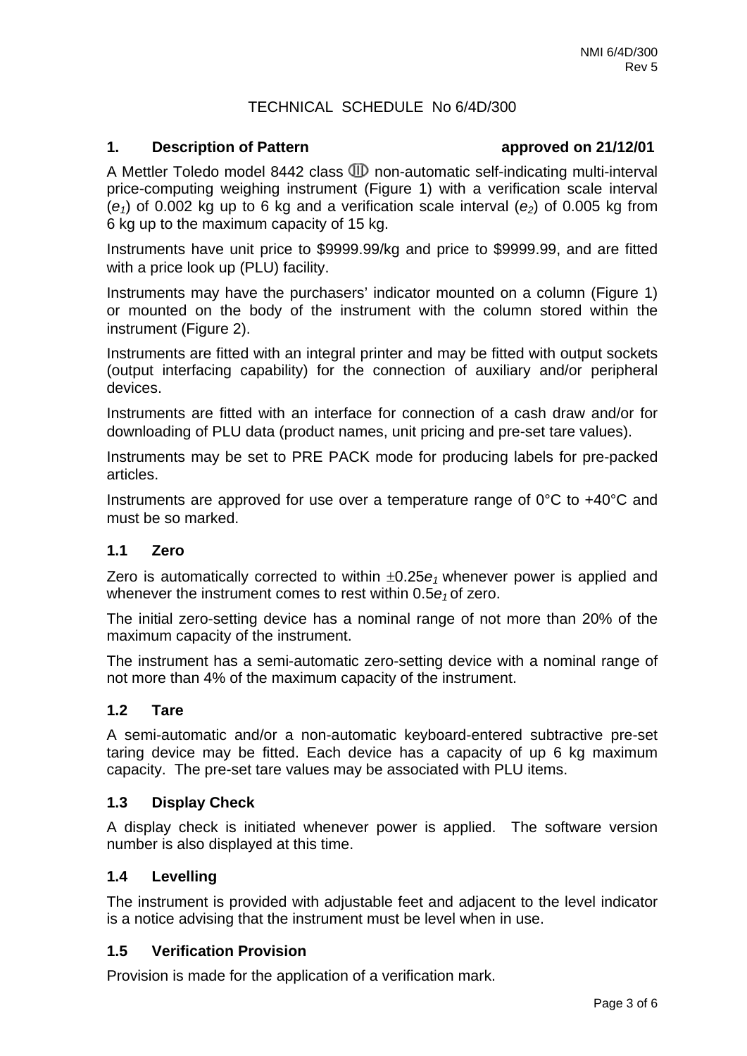# TECHNICAL SCHEDULE No 6/4D/300

## 1. Description of Pattern approved on 21/12/01

A Mettler Toledo model 8442 class ⅢD non-automatic self-indicating multi-interval price-computing weighing instrument (Figure 1) with a verification scale interval ($e_1$) of 0.002 kg up to 6 kg and a verification scale interval ($e_2$) of 0.005 kg from 6 kg up to the maximum capacity of 15 kg.

Instruments have unit price to $9999.99/kg and price to $9999.99, and are fitted with a price look up (PLU) facility.

Instruments may have the purchasers' indicator mounted on a column (Figure 1) or mounted on the body of the instrument with the column stored within the instrument (Figure 2).

Instruments are fitted with an integral printer and may be fitted with output sockets (output interfacing capability) for the connection of auxiliary and/or peripheral devices.

Instruments are fitted with an interface for connection of a cash draw and/or for downloading of PLU data (product names, unit pricing and pre-set tare values).

Instruments may be set to PRE PACK mode for producing labels for pre-packed articles.

Instruments are approved for use over a temperature range of 0°C to +40°C and must be so marked.

### 1.1 Zero

Zero is automatically corrected to within $\pm 0.25e_1$ whenever power is applied and whenever the instrument comes to rest within $0.5e_1$ of zero.

The initial zero-setting device has a nominal range of not more than 20% of the maximum capacity of the instrument.

The instrument has a semi-automatic zero-setting device with a nominal range of not more than 4% of the maximum capacity of the instrument.

### 1.2 Tare

A semi-automatic and/or a non-automatic keyboard-entered subtractive pre-set taring device may be fitted. Each device has a capacity of up 6 kg maximum capacity. The pre-set tare values may be associated with PLU items.

### 1.3 Display Check

A display check is initiated whenever power is applied. The software version number is also displayed at this time.

### 1.4 Levelling

The instrument is provided with adjustable feet and adjacent to the level indicator is a notice advising that the instrument must be level when in use.

### 1.5 Verification Provision

Provision is made for the application of a verification mark.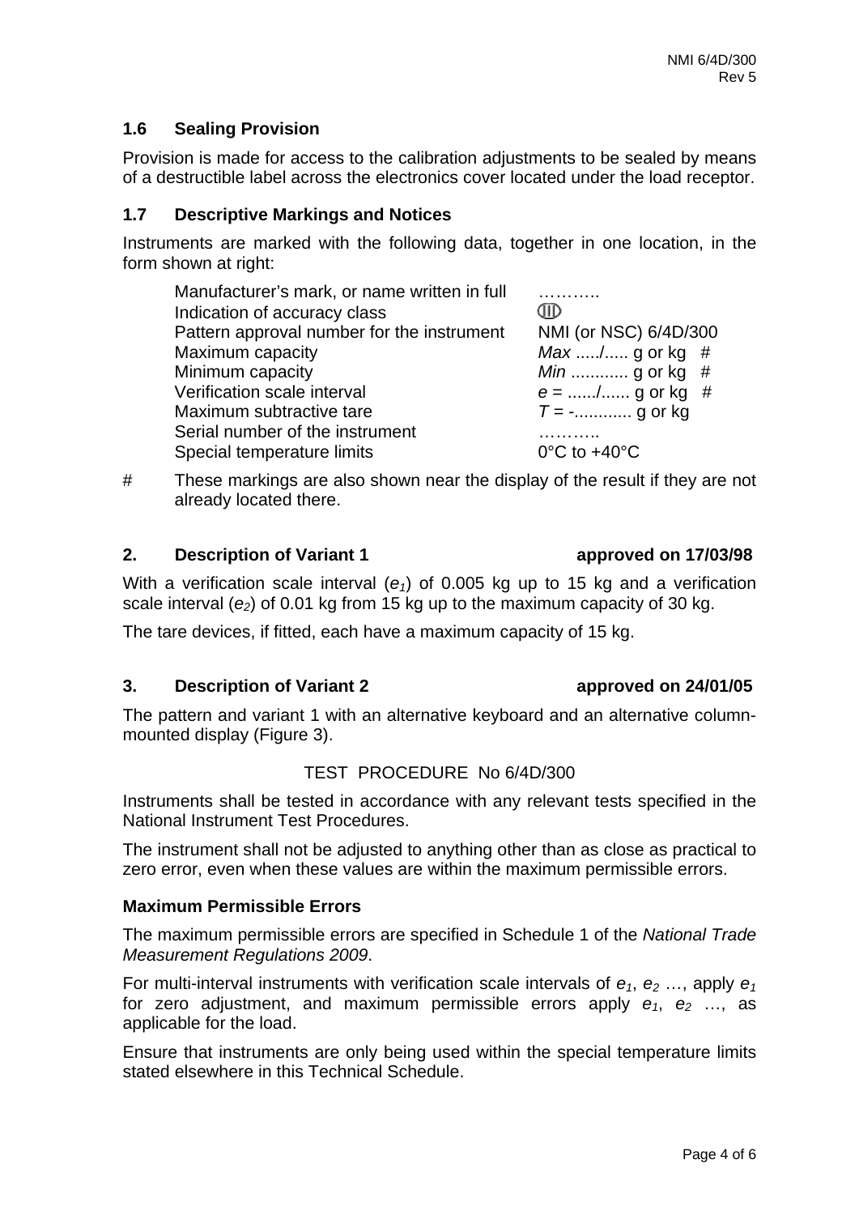### 1.6 Sealing Provision

Provision is made for access to the calibration adjustments to be sealed by means of a destructible label across the electronics cover located under the load receptor.

### 1.7 Descriptive Markings and Notices

Instruments are marked with the following data, together in one location, in the form shown at right:

| | |
|---|---|
| Manufacturer's mark, or name written in full | ……….. |
| Indication of accuracy class | (III) |
| Pattern approval number for the instrument | NMI (or NSC) 6/4D/300 |
| Maximum capacity | *Max* ...../..... g or kg # |
| Minimum capacity | *Min* ............ g or kg # |
| Verification scale interval | *e* = ....../...... g or kg # |
| Maximum subtractive tare | *T* = -............ g or kg |
| Serial number of the instrument | ……….. |
| Special temperature limits | 0°C to +40°C |

# These markings are also shown near the display of the result if they are not already located there.

### 2. Description of Variant 1 approved on 17/03/98

With a verification scale interval ($e_1$) of 0.005 kg up to 15 kg and a verification scale interval ($e_2$) of 0.01 kg from 15 kg up to the maximum capacity of 30 kg.

The tare devices, if fitted, each have a maximum capacity of 15 kg.

### 3. Description of Variant 2 approved on 24/01/05

The pattern and variant 1 with an alternative keyboard and an alternative column-mounted display (Figure 3).

## TEST PROCEDURE No 6/4D/300

Instruments shall be tested in accordance with any relevant tests specified in the National Instrument Test Procedures.

The instrument shall not be adjusted to anything other than as close as practical to zero error, even when these values are within the maximum permissible errors.

### Maximum Permissible Errors

The maximum permissible errors are specified in Schedule 1 of the *National Trade Measurement Regulations 2009*.

For multi-interval instruments with verification scale intervals of $e_1$, $e_2$ …, apply $e_1$ for zero adjustment, and maximum permissible errors apply $e_1$, $e_2$ …, as applicable for the load.

Ensure that instruments are only being used within the special temperature limits stated elsewhere in this Technical Schedule.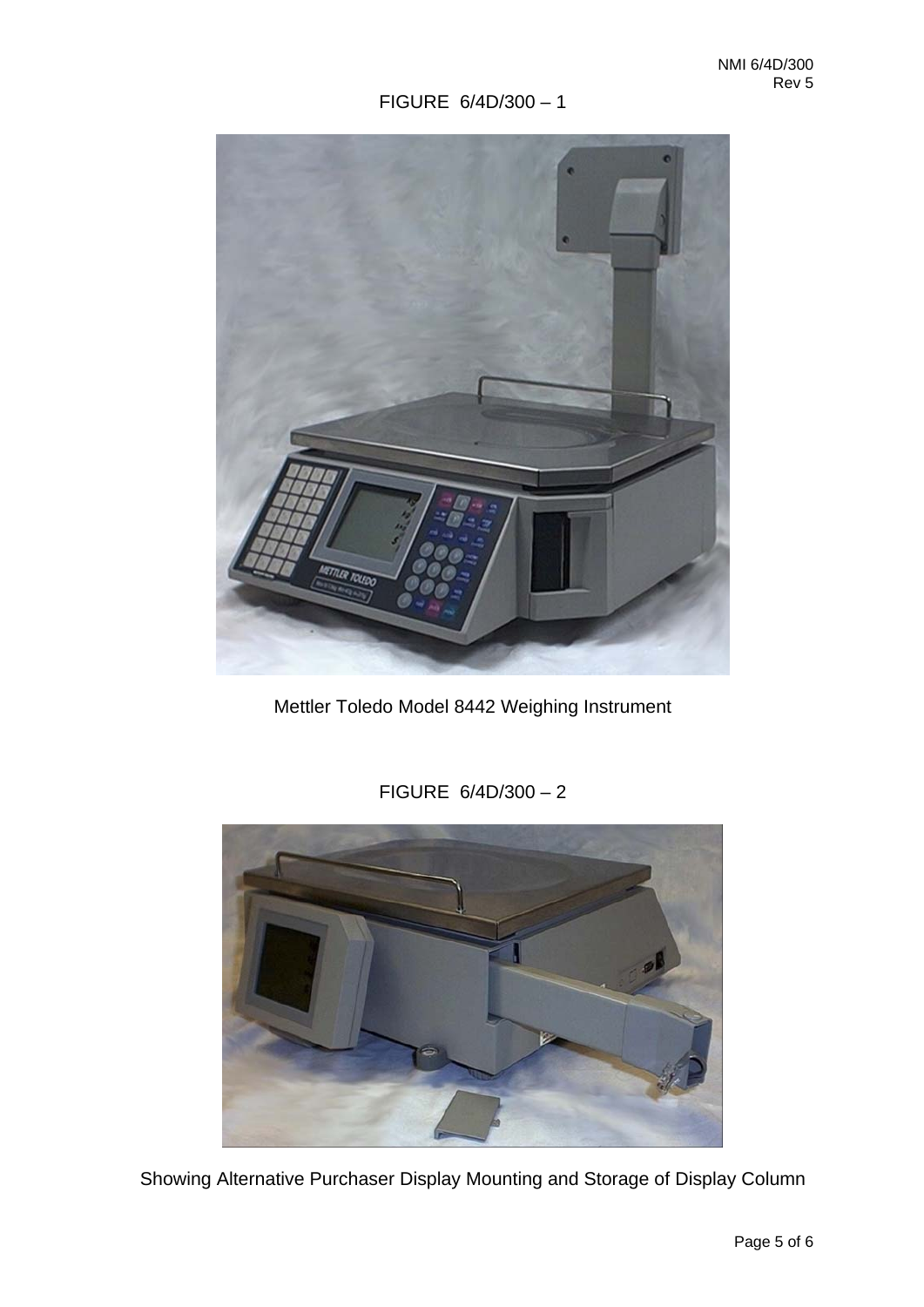FIGURE 6/4D/300 – 1

Mettler Toledo Model 8442 Weighing Instrument

FIGURE 6/4D/300 – 2

Showing Alternative Purchaser Display Mounting and Storage of Display Column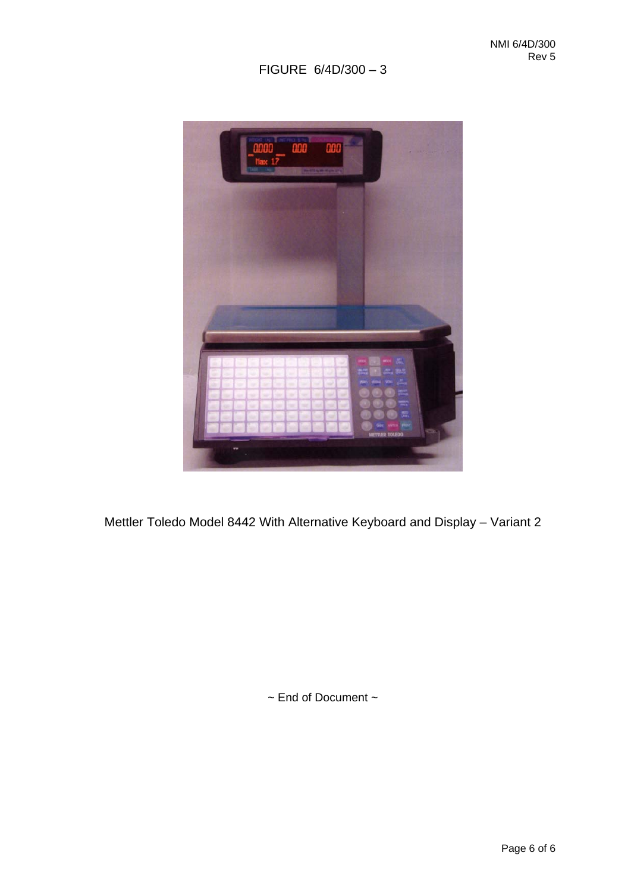FIGURE 6/4D/300 – 3

Mettler Toledo Model 8442 With Alternative Keyboard and Display – Variant 2

~ End of Document ~